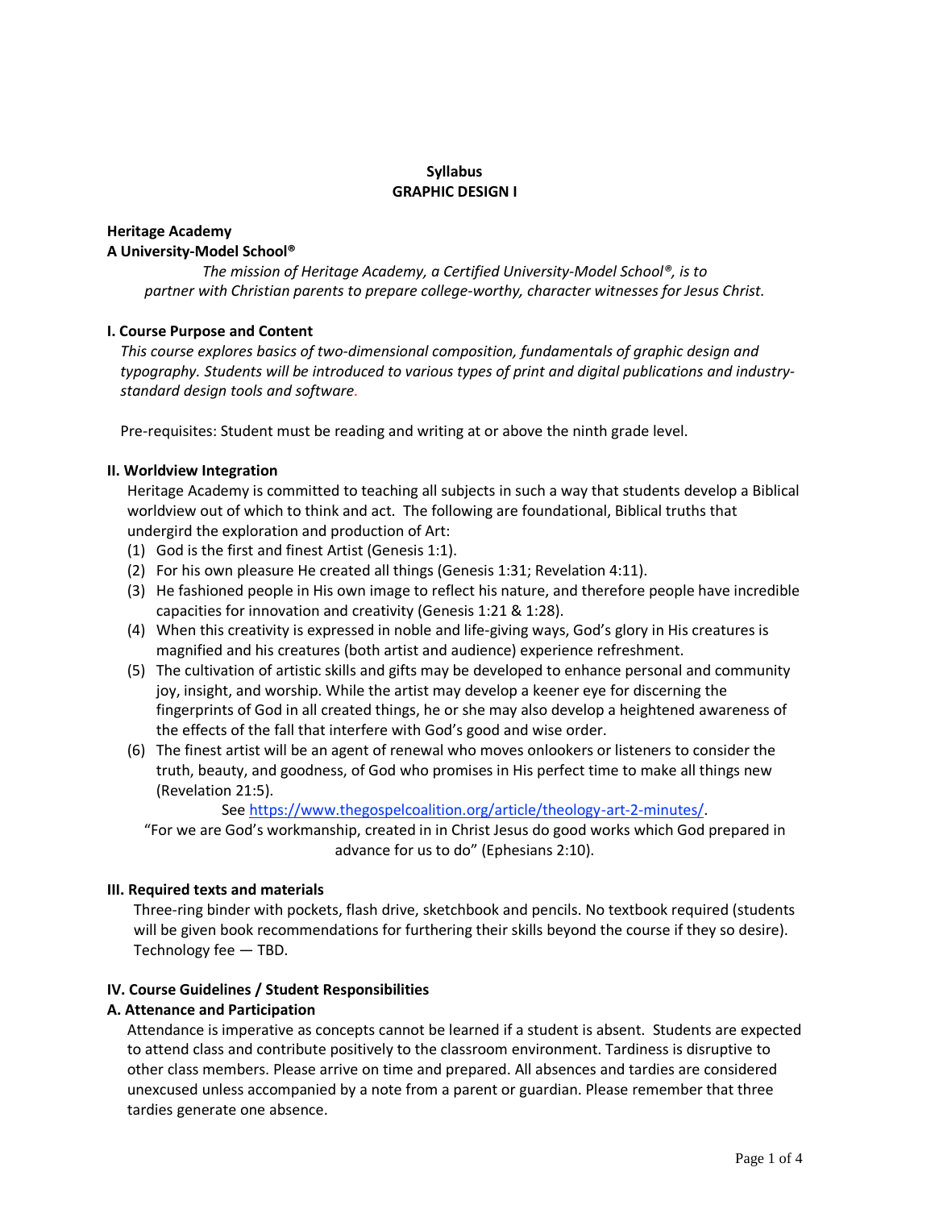**Syllabus**
**GRAPHIC DESIGN I**

**Heritage Academy**
**A University-Model School®**

*The mission of Heritage Academy, a Certified University-Model School®, is to partner with Christian parents to prepare college-worthy, character witnesses for Jesus Christ.*

## I. Course Purpose and Content

*This course explores basics of two-dimensional composition, fundamentals of graphic design and typography. Students will be introduced to various types of print and digital publications and industry-standard design tools and software.*

Pre-requisites: Student must be reading and writing at or above the ninth grade level.

## II. Worldview Integration

Heritage Academy is committed to teaching all subjects in such a way that students develop a Biblical worldview out of which to think and act. The following are foundational, Biblical truths that undergird the exploration and production of Art:

(1) God is the first and finest Artist (Genesis 1:1).
(2) For his own pleasure He created all things (Genesis 1:31; Revelation 4:11).
(3) He fashioned people in His own image to reflect his nature, and therefore people have incredible capacities for innovation and creativity (Genesis 1:21 & 1:28).
(4) When this creativity is expressed in noble and life-giving ways, God's glory in His creatures is magnified and his creatures (both artist and audience) experience refreshment.
(5) The cultivation of artistic skills and gifts may be developed to enhance personal and community joy, insight, and worship. While the artist may develop a keener eye for discerning the fingerprints of God in all created things, he or she may also develop a heightened awareness of the effects of the fall that interfere with God's good and wise order.
(6) The finest artist will be an agent of renewal who moves onlookers or listeners to consider the truth, beauty, and goodness, of God who promises in His perfect time to make all things new (Revelation 21:5).

See https://www.thegospelcoalition.org/article/theology-art-2-minutes/.

"For we are God's workmanship, created in in Christ Jesus do good works which God prepared in advance for us to do" (Ephesians 2:10).

## III. Required texts and materials

Three-ring binder with pockets, flash drive, sketchbook and pencils. No textbook required (students will be given book recommendations for furthering their skills beyond the course if they so desire). Technology fee — TBD.

## IV. Course Guidelines / Student Responsibilities

### A. Attenance and Participation

Attendance is imperative as concepts cannot be learned if a student is absent. Students are expected to attend class and contribute positively to the classroom environment. Tardiness is disruptive to other class members. Please arrive on time and prepared. All absences and tardies are considered unexcused unless accompanied by a note from a parent or guardian. Please remember that three tardies generate one absence.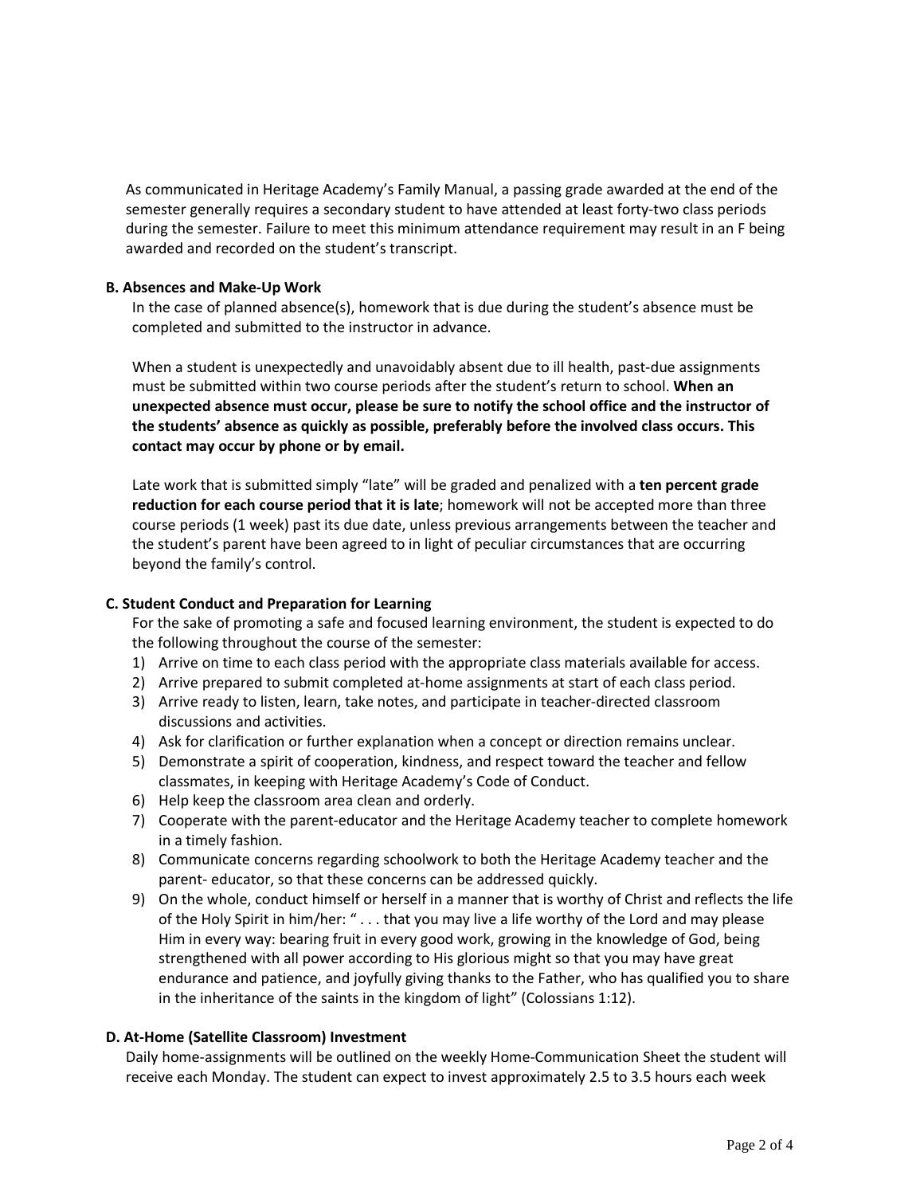As communicated in Heritage Academy's Family Manual, a passing grade awarded at the end of the semester generally requires a secondary student to have attended at least forty-two class periods during the semester. Failure to meet this minimum attendance requirement may result in an F being awarded and recorded on the student's transcript.

**B. Absences and Make-Up Work**

In the case of planned absence(s), homework that is due during the student's absence must be completed and submitted to the instructor in advance.

When a student is unexpectedly and unavoidably absent due to ill health, past-due assignments must be submitted within two course periods after the student's return to school. **When an unexpected absence must occur, please be sure to notify the school office and the instructor of the students' absence as quickly as possible, preferably before the involved class occurs. This contact may occur by phone or by email.**

Late work that is submitted simply "late" will be graded and penalized with a **ten percent grade reduction for each course period that it is late**; homework will not be accepted more than three course periods (1 week) past its due date, unless previous arrangements between the teacher and the student's parent have been agreed to in light of peculiar circumstances that are occurring beyond the family's control.

**C. Student Conduct and Preparation for Learning**

For the sake of promoting a safe and focused learning environment, the student is expected to do the following throughout the course of the semester:

1) Arrive on time to each class period with the appropriate class materials available for access.
2) Arrive prepared to submit completed at-home assignments at start of each class period.
3) Arrive ready to listen, learn, take notes, and participate in teacher-directed classroom discussions and activities.
4) Ask for clarification or further explanation when a concept or direction remains unclear.
5) Demonstrate a spirit of cooperation, kindness, and respect toward the teacher and fellow classmates, in keeping with Heritage Academy's Code of Conduct.
6) Help keep the classroom area clean and orderly.
7) Cooperate with the parent-educator and the Heritage Academy teacher to complete homework in a timely fashion.
8) Communicate concerns regarding schoolwork to both the Heritage Academy teacher and the parent- educator, so that these concerns can be addressed quickly.
9) On the whole, conduct himself or herself in a manner that is worthy of Christ and reflects the life of the Holy Spirit in him/her: " . . . that you may live a life worthy of the Lord and may please Him in every way: bearing fruit in every good work, growing in the knowledge of God, being strengthened with all power according to His glorious might so that you may have great endurance and patience, and joyfully giving thanks to the Father, who has qualified you to share in the inheritance of the saints in the kingdom of light" (Colossians 1:12).

**D. At-Home (Satellite Classroom) Investment**

Daily home-assignments will be outlined on the weekly Home-Communication Sheet the student will receive each Monday. The student can expect to invest approximately 2.5 to 3.5 hours each week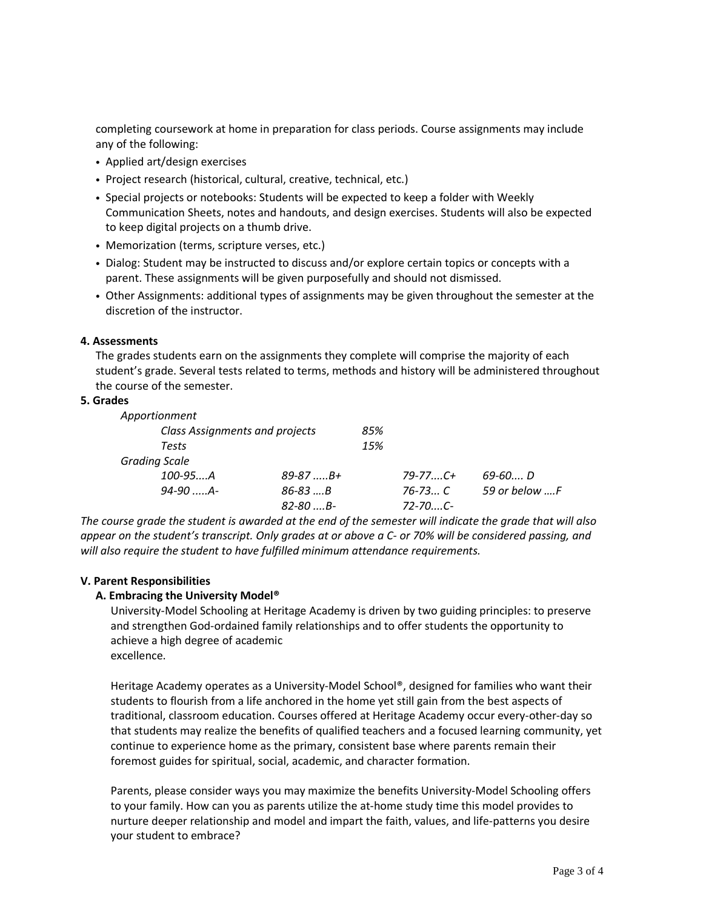completing coursework at home in preparation for class periods. Course assignments may include any of the following:

- Applied art/design exercises
- Project research (historical, cultural, creative, technical, etc.)
- Special projects or notebooks: Students will be expected to keep a folder with Weekly Communication Sheets, notes and handouts, and design exercises. Students will also be expected to keep digital projects on a thumb drive.
- Memorization (terms, scripture verses, etc.)
- Dialog: Student may be instructed to discuss and/or explore certain topics or concepts with a parent. These assignments will be given purposefully and should not dismissed.
- Other Assignments: additional types of assignments may be given throughout the semester at the discretion of the instructor.

**4. Assessments**

The grades students earn on the assignments they complete will comprise the majority of each student's grade. Several tests related to terms, methods and history will be administered throughout the course of the semester.

**5. Grades**

*Apportionment*

| | |
|---|---|
| *Class Assignments and projects* | *85%* |
| *Tests* | *15%* |

*Grading Scale*

| | | | |
|---|---|---|---|
| *100-95....A* | *89-87 .....B+* | *79-77....C+* | *69-60.... D* |
| *94-90 .....A-* | *86-83 ....B* | *76-73... C* | *59 or below ....F* |
| | *82-80 ....B-* | *72-70....C-* | |

*The course grade the student is awarded at the end of the semester will indicate the grade that will also appear on the student's transcript. Only grades at or above a C- or 70% will be considered passing, and will also require the student to have fulfilled minimum attendance requirements.*

**V. Parent Responsibilities**

**A. Embracing the University Model®**

University-Model Schooling at Heritage Academy is driven by two guiding principles: to preserve and strengthen God-ordained family relationships and to offer students the opportunity to achieve a high degree of academic excellence.

Heritage Academy operates as a University-Model School®, designed for families who want their students to flourish from a life anchored in the home yet still gain from the best aspects of traditional, classroom education. Courses offered at Heritage Academy occur every-other-day so that students may realize the benefits of qualified teachers and a focused learning community, yet continue to experience home as the primary, consistent base where parents remain their foremost guides for spiritual, social, academic, and character formation.

Parents, please consider ways you may maximize the benefits University-Model Schooling offers to your family. How can you as parents utilize the at-home study time this model provides to nurture deeper relationship and model and impart the faith, values, and life-patterns you desire your student to embrace?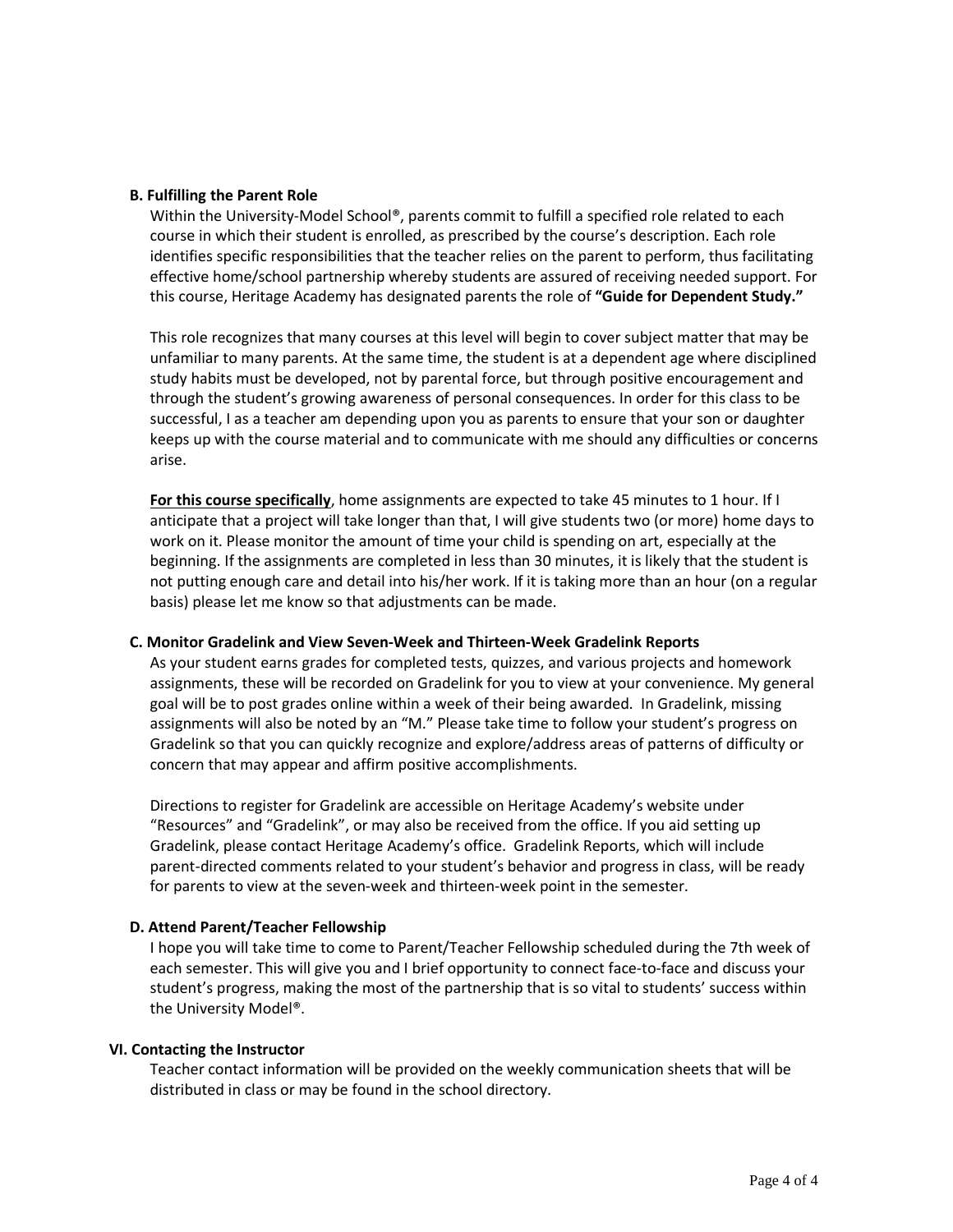### B. Fulfilling the Parent Role

Within the University-Model School®, parents commit to fulfill a specified role related to each course in which their student is enrolled, as prescribed by the course's description. Each role identifies specific responsibilities that the teacher relies on the parent to perform, thus facilitating effective home/school partnership whereby students are assured of receiving needed support. For this course, Heritage Academy has designated parents the role of **"Guide for Dependent Study."**

This role recognizes that many courses at this level will begin to cover subject matter that may be unfamiliar to many parents. At the same time, the student is at a dependent age where disciplined study habits must be developed, not by parental force, but through positive encouragement and through the student's growing awareness of personal consequences. In order for this class to be successful, I as a teacher am depending upon you as parents to ensure that your son or daughter keeps up with the course material and to communicate with me should any difficulties or concerns arise.

**<u>For this course specifically</u>**, home assignments are expected to take 45 minutes to 1 hour. If I anticipate that a project will take longer than that, I will give students two (or more) home days to work on it. Please monitor the amount of time your child is spending on art, especially at the beginning. If the assignments are completed in less than 30 minutes, it is likely that the student is not putting enough care and detail into his/her work. If it is taking more than an hour (on a regular basis) please let me know so that adjustments can be made.

### C. Monitor Gradelink and View Seven-Week and Thirteen-Week Gradelink Reports

As your student earns grades for completed tests, quizzes, and various projects and homework assignments, these will be recorded on Gradelink for you to view at your convenience. My general goal will be to post grades online within a week of their being awarded. In Gradelink, missing assignments will also be noted by an "M." Please take time to follow your student's progress on Gradelink so that you can quickly recognize and explore/address areas of patterns of difficulty or concern that may appear and affirm positive accomplishments.

Directions to register for Gradelink are accessible on Heritage Academy's website under "Resources" and "Gradelink", or may also be received from the office. If you aid setting up Gradelink, please contact Heritage Academy's office. Gradelink Reports, which will include parent-directed comments related to your student's behavior and progress in class, will be ready for parents to view at the seven-week and thirteen-week point in the semester.

### D. Attend Parent/Teacher Fellowship

I hope you will take time to come to Parent/Teacher Fellowship scheduled during the 7th week of each semester. This will give you and I brief opportunity to connect face-to-face and discuss your student's progress, making the most of the partnership that is so vital to students' success within the University Model®.

## VI. Contacting the Instructor

Teacher contact information will be provided on the weekly communication sheets that will be distributed in class or may be found in the school directory.